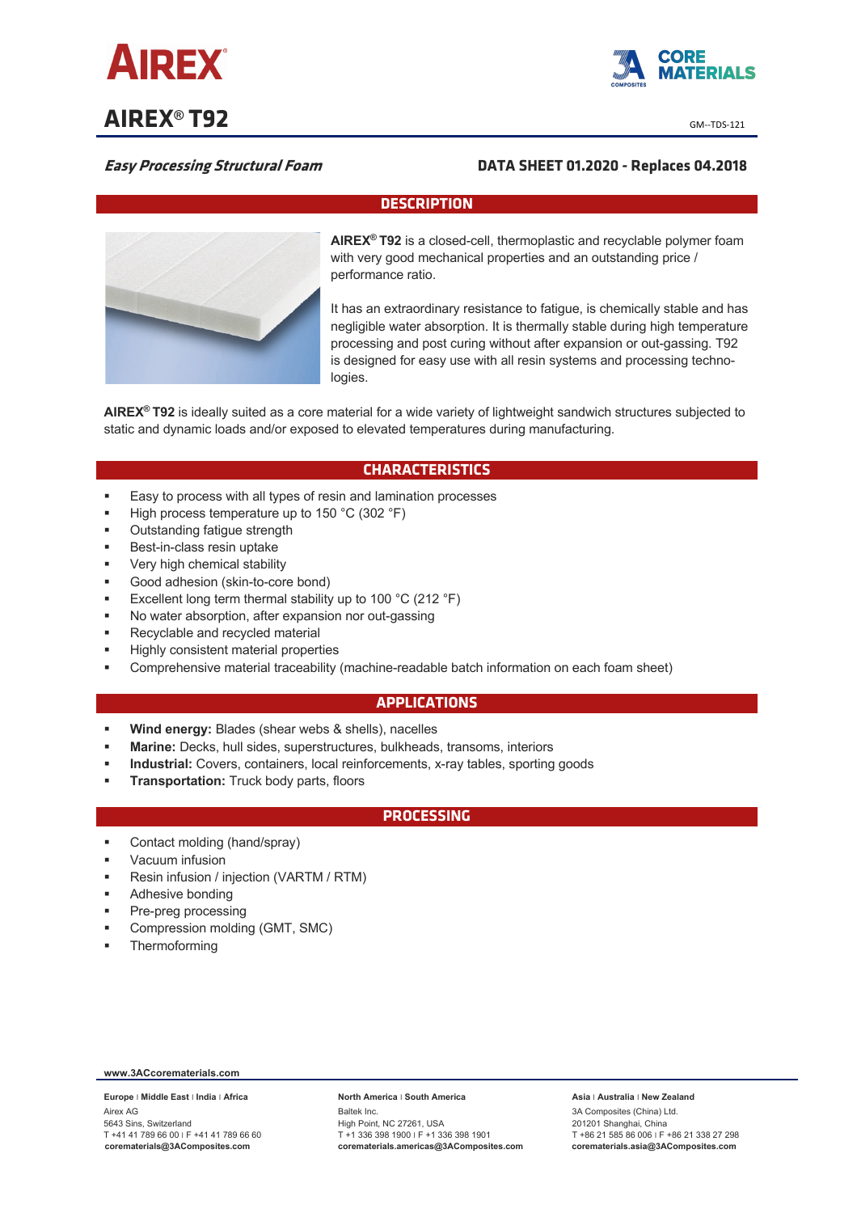# AIREX® T92

GM--TDS-121

*Easy Processing Structural Foam*

**DATA SHEET 01.2020 - Replaces 04.2018**

## DESCRIPTION

**AIREX® T92** is a closed-cell, thermoplastic and recyclable polymer foam with very good mechanical properties and an outstanding price / performance ratio.

It has an extraordinary resistance to fatigue, is chemically stable and has negligible water absorption. It is thermally stable during high temperature processing and post curing without after expansion or out-gassing. T92 is designed for easy use with all resin systems and processing technologies.

**AIREX® T92** is ideally suited as a core material for a wide variety of lightweight sandwich structures subjected to static and dynamic loads and/or exposed to elevated temperatures during manufacturing.

## CHARACTERISTICS

- Easy to process with all types of resin and lamination processes
- High process temperature up to 150 °C (302 °F)
- Outstanding fatigue strength
- Best-in-class resin uptake
- Very high chemical stability
- Good adhesion (skin-to-core bond)
- Excellent long term thermal stability up to 100 °C (212 °F)
- No water absorption, after expansion nor out-gassing
- Recyclable and recycled material
- Highly consistent material properties
- Comprehensive material traceability (machine-readable batch information on each foam sheet)

## APPLICATIONS

- **Wind energy:** Blades (shear webs & shells), nacelles
- **Marine:** Decks, hull sides, superstructures, bulkheads, transoms, interiors
- **Industrial:** Covers, containers, local reinforcements, x-ray tables, sporting goods
- **Transportation:** Truck body parts, floors

## PROCESSING

- Contact molding (hand/spray)
- Vacuum infusion
- Resin infusion / injection (VARTM / RTM)
- Adhesive bonding
- Pre-preg processing
- Compression molding (GMT, SMC)
- Thermoforming

**www.3ACcorematerials.com**

**Europe | Middle East | India | Africa**
Airex AG
5643 Sins, Switzerland
T +41 41 789 66 00 | F +41 41 789 66 60
**corematerials@3AComposites.com**

**North America | South America**
Baltek Inc.
High Point, NC 27261, USA
T +1 336 398 1900 | F +1 336 398 1901
**corematerials.americas@3AComposites.com**

**Asia | Australia | New Zealand**
3A Composites (China) Ltd.
201201 Shanghai, China
T +86 21 585 86 006 | F +86 21 338 27 298
**corematerials.asia@3AComposites.com**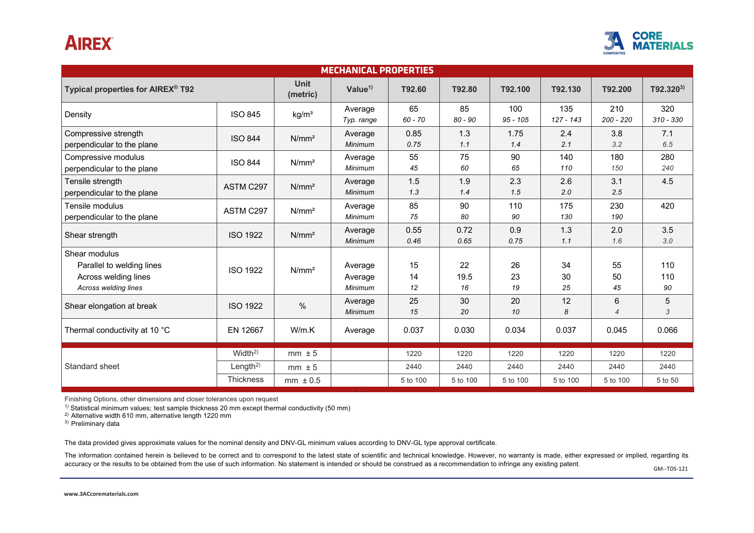## MECHANICAL PROPERTIES

| Typical properties for AIREX® T92 | | Unit (metric) | Value[1)] | T92.60 | T92.80 | T92.100 | T92.130 | T92.200 | T92.320[3)] |
|---|---|---|---|---|---|---|---|---|---|
| Density | ISO 845 | kg/m³ | Average<br>*Typ. range* | 65<br>*60 - 70* | 85<br>*80 - 90* | 100<br>*95 - 105* | 135<br>*127 - 143* | 210<br>*200 - 220* | 320<br>*310 - 330* |
| Compressive strength perpendicular to the plane | ISO 844 | N/mm² | Average<br>*Minimum* | 0.85<br>*0.75* | 1.3<br>*1.1* | 1.75<br>*1.4* | 2.4<br>*2.1* | 3.8<br>*3.2* | 7.1<br>*6.5* |
| Compressive modulus perpendicular to the plane | ISO 844 | N/mm² | Average<br>*Minimum* | 55<br>*45* | 75<br>*60* | 90<br>*65* | 140<br>*110* | 180<br>*150* | 280<br>*240* |
| Tensile strength perpendicular to the plane | ASTM C297 | N/mm² | Average<br>*Minimum* | 1.5<br>*1.3* | 1.9<br>*1.4* | 2.3<br>*1.5* | 2.6<br>*2.0* | 3.1<br>*2.5* | 4.5 |
| Tensile modulus perpendicular to the plane | ASTM C297 | N/mm² | Average<br>*Minimum* | 85<br>*75* | 90<br>*80* | 110<br>*90* | 175<br>*130* | 230<br>*190* | 420 |
| Shear strength | ISO 1922 | N/mm² | Average<br>*Minimum* | 0.55<br>*0.46* | 0.72<br>*0.65* | 0.9<br>*0.75* | 1.3<br>*1.1* | 2.0<br>*1.6* | 3.5<br>*3.0* |
| Shear modulus<br>Parallel to welding lines<br>Across welding lines<br>*Across welding lines* | ISO 1922 | N/mm² | Average<br>Average<br>*Minimum* | 15<br>14<br>*12* | 22<br>19.5<br>*16* | 26<br>23<br>*19* | 34<br>30<br>*25* | 55<br>50<br>*45* | 110<br>110<br>*90* |
| Shear elongation at break | ISO 1922 | % | Average<br>*Minimum* | 25<br>*15* | 30<br>*20* | 20<br>*10* | 12<br>*8* | 6<br>*4* | 5<br>*3* |
| Thermal conductivity at 10 °C | EN 12667 | W/m.K | Average | 0.037 | 0.030 | 0.034 | 0.037 | 0.045 | 0.066 |
| Standard sheet | Width[2)] | mm ± 5 | | 1220 | 1220 | 1220 | 1220 | 1220 | 1220 |
| | Length[2)] | mm ± 5 | | 2440 | 2440 | 2440 | 2440 | 2440 | 2440 |
| | Thickness | mm ± 0.5 | | 5 to 100 | 5 to 100 | 5 to 100 | 5 to 100 | 5 to 100 | 5 to 50 |

Finishing Options, other dimensions and closer tolerances upon request

[1)] Statistical minimum values; test sample thickness 20 mm except thermal conductivity (50 mm)

[2)] Alternative width 610 mm, alternative length 1220 mm

[3)] Preliminary data

The data provided gives approximate values for the nominal density and DNV-GL minimum values according to DNV-GL type approval certificate.

The information contained herein is believed to be correct and to correspond to the latest state of scientific and technical knowledge. However, no warranty is made, either expressed or implied, regarding its accuracy or the results to be obtained from the use of such information. No statement is intended or should be construed as a recommendation to infringe any existing patent.

GM--TDS-121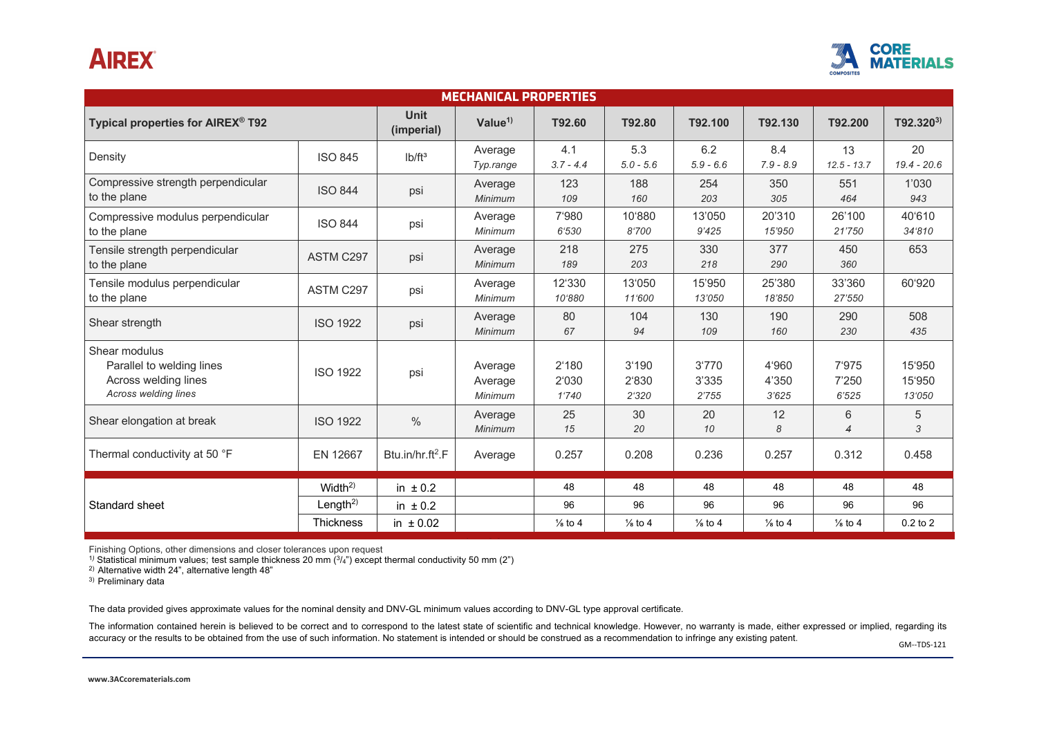## MECHANICAL PROPERTIES

| Typical properties for AIREX® T92 | | Unit (imperial) | Value[1)] | T92.60 | T92.80 | T92.100 | T92.130 | T92.200 | T92.320[3)] |
|---|---|---|---|---|---|---|---|---|---|
| Density | ISO 845 | lb/ft³ | Average<br>*Typ.range* | 4.1<br>*3.7 - 4.4* | 5.3<br>*5.0 - 5.6* | 6.2<br>*5.9 - 6.6* | 8.4<br>*7.9 - 8.9* | 13<br>*12.5 - 13.7* | 20<br>*19.4 - 20.6* |
| Compressive strength perpendicular to the plane | ISO 844 | psi | Average<br>*Minimum* | 123<br>*109* | 188<br>*160* | 254<br>*203* | 350<br>*305* | 551<br>*464* | 1'030<br>*943* |
| Compressive modulus perpendicular to the plane | ISO 844 | psi | Average<br>*Minimum* | 7'980<br>*6'530* | 10'880<br>*8'700* | 13'050<br>*9'425* | 20'310<br>*15'950* | 26'100<br>*21'750* | 40'610<br>*34'810* |
| Tensile strength perpendicular to the plane | ASTM C297 | psi | Average<br>*Minimum* | 218<br>*189* | 275<br>*203* | 330<br>*218* | 377<br>*290* | 450<br>*360* | 653 |
| Tensile modulus perpendicular to the plane | ASTM C297 | psi | Average<br>*Minimum* | 12'330<br>*10'880* | 13'050<br>*11'600* | 15'950<br>*13'050* | 25'380<br>*18'850* | 33'360<br>*27'550* | 60'920 |
| Shear strength | ISO 1922 | psi | Average<br>*Minimum* | 80<br>*67* | 104<br>*94* | 130<br>*109* | 190<br>*160* | 290<br>*230* | 508<br>*435* |
| Shear modulus<br>Parallel to welding lines<br>Across welding lines<br>*Across welding lines* | ISO 1922 | psi | Average<br>Average<br>*Minimum* | 2'180<br>2'030<br>*1'740* | 3'190<br>2'830<br>*2'320* | 3'770<br>3'335<br>*2'755* | 4'960<br>4'350<br>*3'625* | 7'975<br>7'250<br>*6'525* | 15'950<br>15'950<br>*13'050* |
| Shear elongation at break | ISO 1922 | % | Average<br>*Minimum* | 25<br>*15* | 30<br>*20* | 20<br>*10* | 12<br>*8* | 6<br>*4* | 5<br>*3* |
| Thermal conductivity at 50 °F | EN 12667 | Btu.in/hr.ft².F | Average | 0.257 | 0.208 | 0.236 | 0.257 | 0.312 | 0.458 |
| Standard sheet | Width[2)] | in ± 0.2 | | 48 | 48 | 48 | 48 | 48 | 48 |
| | Length[2)] | in ± 0.2 | | 96 | 96 | 96 | 96 | 96 | 96 |
| | Thickness | in ± 0.02 | | ⅛ to 4 | ⅛ to 4 | ⅛ to 4 | ⅛ to 4 | ⅛ to 4 | 0.2 to 2 |

Finishing Options, other dimensions and closer tolerances upon request

[1)] Statistical minimum values; test sample thickness 20 mm (3/4") except thermal conductivity 50 mm (2")

[2)] Alternative width 24", alternative length 48"

[3)] Preliminary data

The data provided gives approximate values for the nominal density and DNV-GL minimum values according to DNV-GL type approval certificate.

The information contained herein is believed to be correct and to correspond to the latest state of scientific and technical knowledge. However, no warranty is made, either expressed or implied, regarding its accuracy or the results to be obtained from the use of such information. No statement is intended or should be construed as a recommendation to infringe any existing patent.

GM--TDS-121